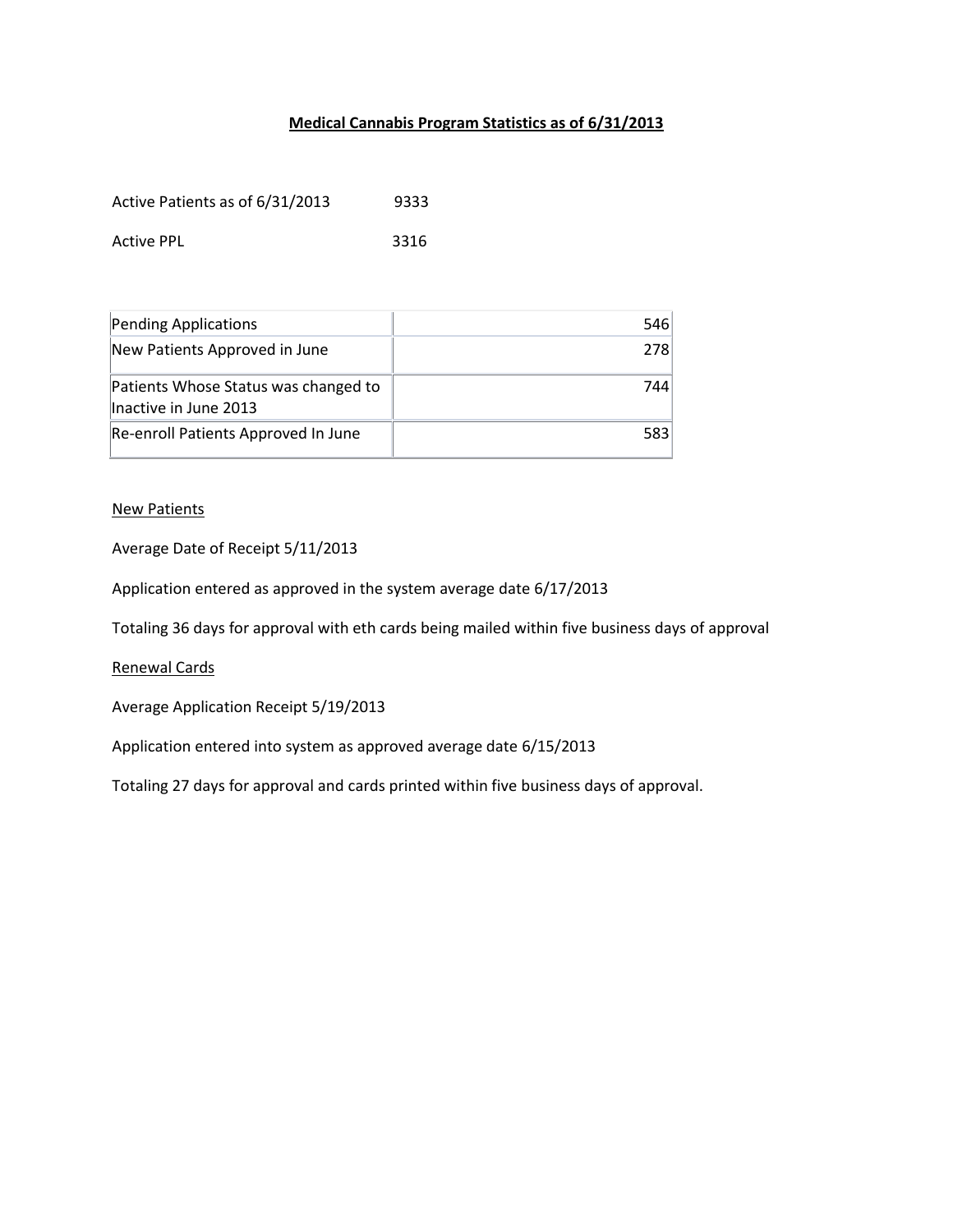**Medical Cannabis Program Statistics as of 6/31/2013**

Active Patients as of 6/31/2013 9333

Active PPL 3316

| | |
|---|---:|
| Pending Applications | 546 |
| New Patients Approved in June | 278 |
| Patients Whose Status was changed to Inactive in June 2013 | 744 |
| Re-enroll Patients Approved In June | 583 |

New Patients

Average Date of Receipt 5/11/2013

Application entered as approved in the system average date 6/17/2013

Totaling 36 days for approval with eth cards being mailed within five business days of approval

Renewal Cards

Average Application Receipt 5/19/2013

Application entered into system as approved average date 6/15/2013

Totaling 27 days for approval and cards printed within five business days of approval.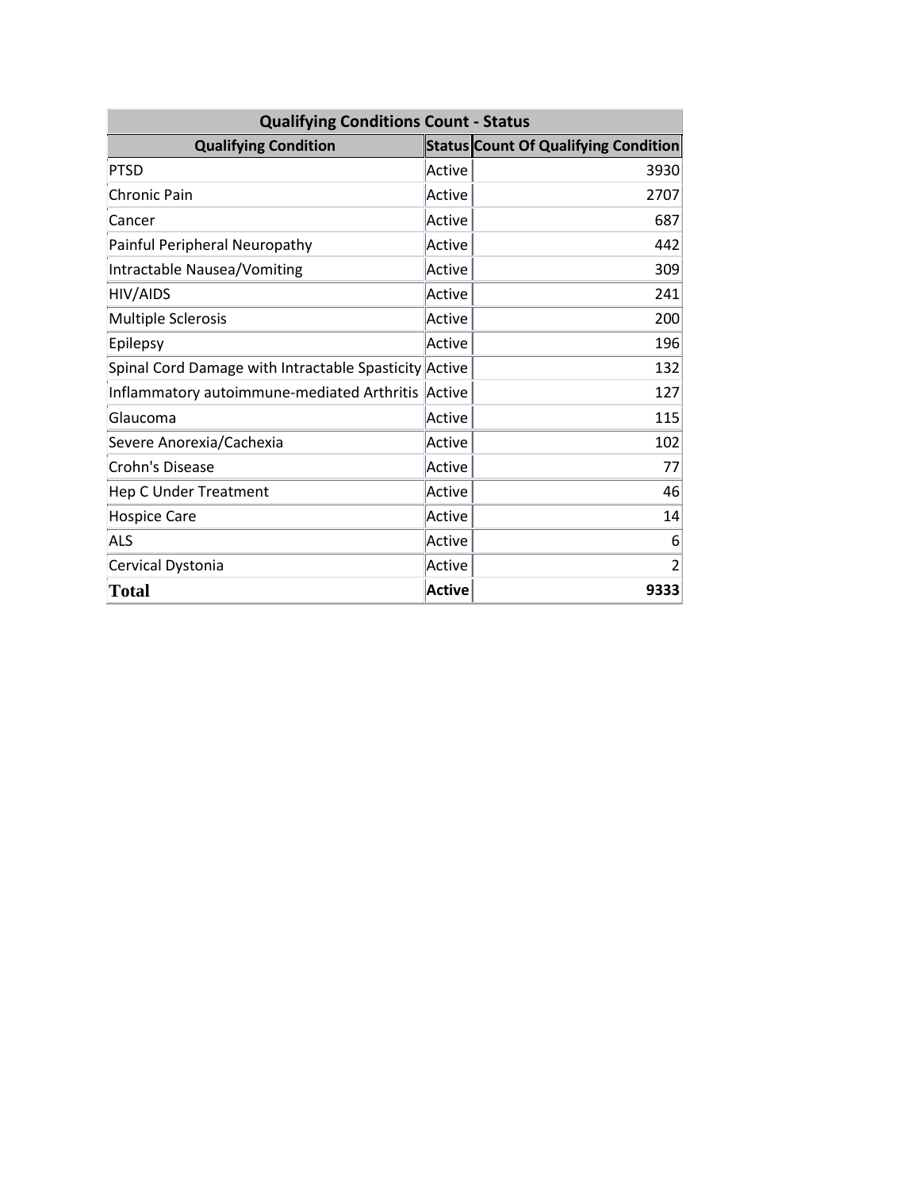| Qualifying Conditions Count - Status | | |
|---|---|---|
| **Qualifying Condition** | **Status** | **Count Of Qualifying Condition** |
| PTSD | Active | 3930 |
| Chronic Pain | Active | 2707 |
| Cancer | Active | 687 |
| Painful Peripheral Neuropathy | Active | 442 |
| Intractable Nausea/Vomiting | Active | 309 |
| HIV/AIDS | Active | 241 |
| Multiple Sclerosis | Active | 200 |
| Epilepsy | Active | 196 |
| Spinal Cord Damage with Intractable Spasticity | Active | 132 |
| Inflammatory autoimmune-mediated Arthritis | Active | 127 |
| Glaucoma | Active | 115 |
| Severe Anorexia/Cachexia | Active | 102 |
| Crohn's Disease | Active | 77 |
| Hep C Under Treatment | Active | 46 |
| Hospice Care | Active | 14 |
| ALS | Active | 6 |
| Cervical Dystonia | Active | 2 |
| **Total** | **Active** | **9333** |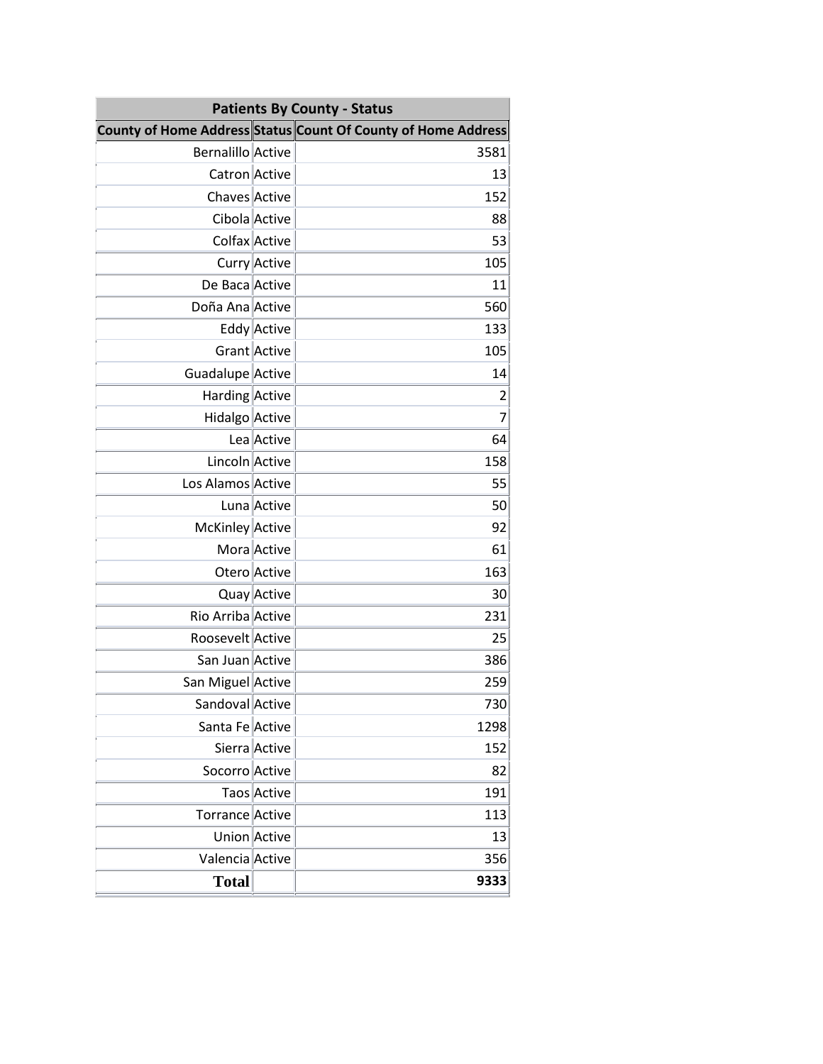| Patients By County - Status | | |
|---|---|---|
| County of Home Address | Status | Count Of County of Home Address |
| Bernalillo | Active | 3581 |
| Catron | Active | 13 |
| Chaves | Active | 152 |
| Cibola | Active | 88 |
| Colfax | Active | 53 |
| Curry | Active | 105 |
| De Baca | Active | 11 |
| Doña Ana | Active | 560 |
| Eddy | Active | 133 |
| Grant | Active | 105 |
| Guadalupe | Active | 14 |
| Harding | Active | 2 |
| Hidalgo | Active | 7 |
| Lea | Active | 64 |
| Lincoln | Active | 158 |
| Los Alamos | Active | 55 |
| Luna | Active | 50 |
| McKinley | Active | 92 |
| Mora | Active | 61 |
| Otero | Active | 163 |
| Quay | Active | 30 |
| Rio Arriba | Active | 231 |
| Roosevelt | Active | 25 |
| San Juan | Active | 386 |
| San Miguel | Active | 259 |
| Sandoval | Active | 730 |
| Santa Fe | Active | 1298 |
| Sierra | Active | 152 |
| Socorro | Active | 82 |
| Taos | Active | 191 |
| Torrance | Active | 113 |
| Union | Active | 13 |
| Valencia | Active | 356 |
| **Total** | | **9333** |